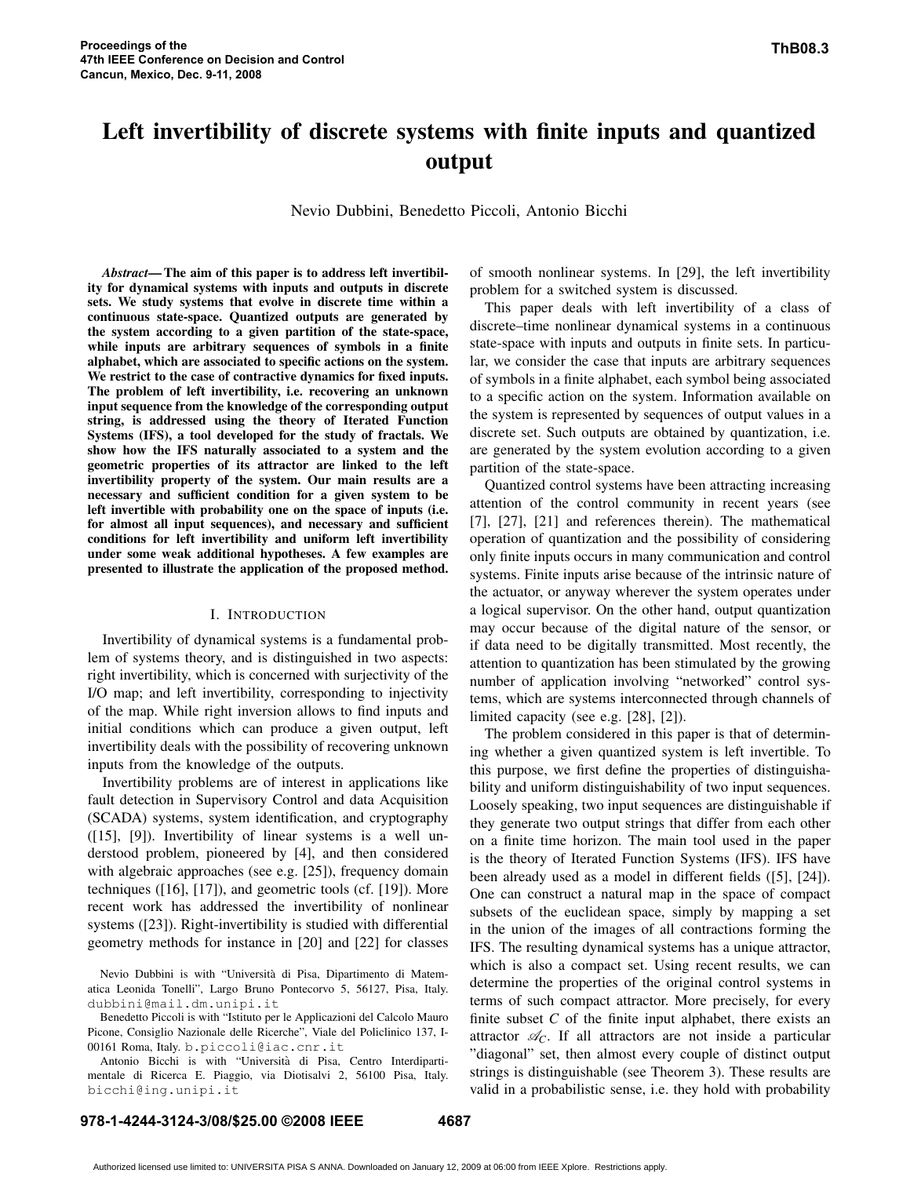# Left invertibility of discrete systems with finite inputs and quantized output

Nevio Dubbini, Benedetto Piccoli, Antonio Bicchi

***Abstract*— The aim of this paper is to address left invertibility for dynamical systems with inputs and outputs in discrete sets. We study systems that evolve in discrete time within a continuous state-space. Quantized outputs are generated by the system according to a given partition of the state-space, while inputs are arbitrary sequences of symbols in a finite alphabet, which are associated to specific actions on the system. We restrict to the case of contractive dynamics for fixed inputs. The problem of left invertibility, i.e. recovering an unknown input sequence from the knowledge of the corresponding output string, is addressed using the theory of Iterated Function Systems (IFS), a tool developed for the study of fractals. We show how the IFS naturally associated to a system and the geometric properties of its attractor are linked to the left invertibility property of the system. Our main results are a necessary and sufficient condition for a given system to be left invertible with probability one on the space of inputs (i.e. for almost all input sequences), and necessary and sufficient conditions for left invertibility and uniform left invertibility under some weak additional hypotheses. A few examples are presented to illustrate the application of the proposed method.**

## I. Introduction

Invertibility of dynamical systems is a fundamental problem of systems theory, and is distinguished in two aspects: right invertibility, which is concerned with surjectivity of the I/O map; and left invertibility, corresponding to injectivity of the map. While right inversion allows to find inputs and initial conditions which can produce a given output, left invertibility deals with the possibility of recovering unknown inputs from the knowledge of the outputs.

Invertibility problems are of interest in applications like fault detection in Supervisory Control and data Acquisition (SCADA) systems, system identification, and cryptography ([15], [9]). Invertibility of linear systems is a well understood problem, pioneered by [4], and then considered with algebraic approaches (see e.g. [25]), frequency domain techniques ([16], [17]), and geometric tools (cf. [19]). More recent work has addressed the invertibility of nonlinear systems ([23]). Right-invertibility is studied with differential geometry methods for instance in [20] and [22] for classes of smooth nonlinear systems. In [29], the left invertibility problem for a switched system is discussed.

This paper deals with left invertibility of a class of discrete–time nonlinear dynamical systems in a continuous state-space with inputs and outputs in finite sets. In particular, we consider the case that inputs are arbitrary sequences of symbols in a finite alphabet, each symbol being associated to a specific action on the system. Information available on the system is represented by sequences of output values in a discrete set. Such outputs are obtained by quantization, i.e. are generated by the system evolution according to a given partition of the state-space.

Quantized control systems have been attracting increasing attention of the control community in recent years (see [7], [27], [21] and references therein). The mathematical operation of quantization and the possibility of considering only finite inputs occurs in many communication and control systems. Finite inputs arise because of the intrinsic nature of the actuator, or anyway wherever the system operates under a logical supervisor. On the other hand, output quantization may occur because of the digital nature of the sensor, or if data need to be digitally transmitted. Most recently, the attention to quantization has been stimulated by the growing number of application involving "networked" control systems, which are systems interconnected through channels of limited capacity (see e.g. [28], [2]).

The problem considered in this paper is that of determining whether a given quantized system is left invertible. To this purpose, we first define the properties of distinguishability and uniform distinguishability of two input sequences. Loosely speaking, two input sequences are distinguishable if they generate two output strings that differ from each other on a finite time horizon. The main tool used in the paper is the theory of Iterated Function Systems (IFS). IFS have been already used as a model in different fields ([5], [24]). One can construct a natural map in the space of compact subsets of the euclidean space, simply by mapping a set in the union of the images of all contractions forming the IFS. The resulting dynamical systems has a unique attractor, which is also a compact set. Using recent results, we can determine the properties of the original control systems in terms of such compact attractor. More precisely, for every finite subset $C$ of the finite input alphabet, there exists an attractor $\mathscr{A}_C$. If all attractors are not inside a particular "diagonal" set, then almost every couple of distinct output strings is distinguishable (see Theorem 3). These results are valid in a probabilistic sense, i.e. they hold with probability

Nevio Dubbini is with "Università di Pisa, Dipartimento di Matematica Leonida Tonelli", Largo Bruno Pontecorvo 5, 56127, Pisa, Italy. dubbini@mail.dm.unipi.it

Benedetto Piccoli is with "Istituto per le Applicazioni del Calcolo Mauro Picone, Consiglio Nazionale delle Ricerche", Viale del Policlinico 137, I-00161 Roma, Italy. b.piccoli@iac.cnr.it

Antonio Bicchi is with "Università di Pisa, Centro Interdipartimentale di Ricerca E. Piaggio, via Diotisalvi 2, 56100 Pisa, Italy. bicchi@ing.unipi.it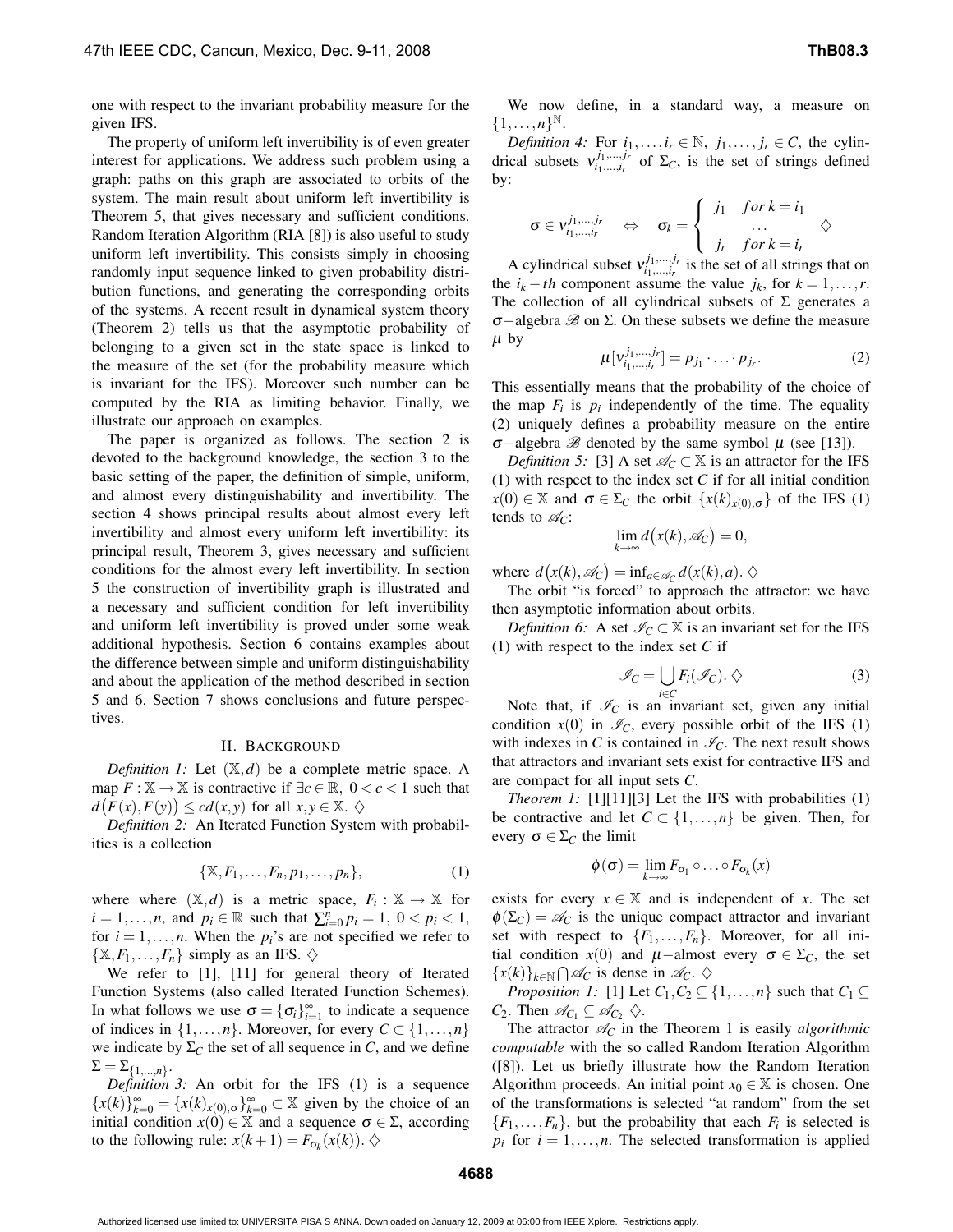one with respect to the invariant probability measure for the given IFS.

The property of uniform left invertibility is of even greater interest for applications. We address such problem using a graph: paths on this graph are associated to orbits of the system. The main result about uniform left invertibility is Theorem 5, that gives necessary and sufficient conditions. Random Iteration Algorithm (RIA [8]) is also useful to study uniform left invertibility. This consists simply in choosing randomly input sequence linked to given probability distribution functions, and generating the corresponding orbits of the systems. A recent result in dynamical system theory (Theorem 2) tells us that the asymptotic probability of belonging to a given set in the state space is linked to the measure of the set (for the probability measure which is invariant for the IFS). Moreover such number can be computed by the RIA as limiting behavior. Finally, we illustrate our approach on examples.

The paper is organized as follows. The section 2 is devoted to the background knowledge, the section 3 to the basic setting of the paper, the definition of simple, uniform, and almost every distinguishability and invertibility. The section 4 shows principal results about almost every left invertibility and almost every uniform left invertibility: its principal result, Theorem 3, gives necessary and sufficient conditions for the almost every left invertibility. In section 5 the construction of invertibility graph is illustrated and a necessary and sufficient condition for left invertibility and uniform left invertibility is proved under some weak additional hypothesis. Section 6 contains examples about the difference between simple and uniform distinguishability and about the application of the method described in section 5 and 6. Section 7 shows conclusions and future perspectives.

## II. Background

*Definition 1:* Let $(\mathbb{X},d)$ be a complete metric space. A map $F:\mathbb{X}\to\mathbb{X}$ is contractive if $\exists c\in\mathbb{R},\ 0<c<1$ such that $d\big(F(x),F(y)\big)\le c d(x,y)$ for all $x,y\in\mathbb{X}$. $\diamondsuit$

*Definition 2:* An Iterated Function System with probabilities is a collection

$$\{\mathbb{X},F_1,\ldots,F_n,p_1,\ldots,p_n\},\tag{1}$$

where where $(\mathbb{X},d)$ is a metric space, $F_i:\mathbb{X}\to\mathbb{X}$ for $i=1,\ldots,n$, and $p_i\in\mathbb{R}$ such that $\sum_{i=0}^{n}p_i=1,\ 0<p_i<1$, for $i=1,\ldots,n$. When the $p_i$'s are not specified we refer to $\{\mathbb{X},F_1,\ldots,F_n\}$ simply as an IFS. $\diamondsuit$

We refer to [1], [11] for general theory of Iterated Function Systems (also called Iterated Function Schemes). In what follows we use $\sigma=\{\sigma_i\}_{i=1}^{\infty}$ to indicate a sequence of indices in $\{1,\ldots,n\}$. Moreover, for every $C\subset\{1,\ldots,n\}$ we indicate by $\Sigma_C$ the set of all sequence in $C$, and we define $\Sigma=\Sigma_{\{1,\ldots,n\}}$.

*Definition 3:* An orbit for the IFS (1) is a sequence $\{x(k)\}_{k=0}^{\infty}=\{x(k)_{x(0),\sigma}\}_{k=0}^{\infty}\subset\mathbb{X}$ given by the choice of an initial condition $x(0)\in\mathbb{X}$ and a sequence $\sigma\in\Sigma$, according to the following rule: $x(k+1)=F_{\sigma_k}(x(k))$. $\diamondsuit$

We now define, in a standard way, a measure on $\{1,\ldots,n\}^{\mathbb{N}}$.

*Definition 4:* For $i_1,\ldots,i_r\in\mathbb{N},\ j_1,\ldots,j_r\in C$, the cylindrical subsets $v_{i_1,\ldots,i_r}^{j_1,\ldots,j_r}$ of $\Sigma_C$, is the set of strings defined by:

$$\sigma\in v_{i_1,\ldots,i_r}^{j_1,\ldots,j_r}\quad\Leftrightarrow\quad\sigma_k=\begin{cases} j_1 & for\ k=i_1\\ & \ldots\\ j_r & for\ k=i_r\end{cases}\quad\diamondsuit$$

A cylindrical subset $v_{i_1,\ldots,i_r}^{j_1,\ldots,j_r}$ is the set of all strings that on the $i_k-th$ component assume the value $j_k$, for $k=1,\ldots,r$. The collection of all cylindrical subsets of $\Sigma$ generates a $\sigma-$algebra $\mathscr{B}$ on $\Sigma$. On these subsets we define the measure $\mu$ by

$$\mu[v_{i_1,\ldots,i_r}^{j_1,\ldots,j_r}]=p_{j_1}\cdot\ldots\cdot p_{j_r}.\tag{2}$$

This essentially means that the probability of the choice of the map $F_i$ is $p_i$ independently of the time. The equality (2) uniquely defines a probability measure on the entire $\sigma-$algebra $\mathscr{B}$ denoted by the same symbol $\mu$ (see [13]).

*Definition 5:* [3] A set $\mathscr{A}_C\subset\mathbb{X}$ is an attractor for the IFS (1) with respect to the index set $C$ if for all initial condition $x(0)\in\mathbb{X}$ and $\sigma\in\Sigma_C$ the orbit $\{x(k)_{x(0),\sigma}\}$ of the IFS (1) tends to $\mathscr{A}_C$:

$$\lim_{k\to\infty}d\big(x(k),\mathscr{A}_C\big)=0,$$

where $d\big(x(k),\mathscr{A}_C\big)=\inf_{a\in\mathscr{A}_C}d(x(k),a)$. $\diamondsuit$

The orbit "is forced" to approach the attractor: we have then asymptotic information about orbits.

*Definition 6:* A set $\mathscr{I}_C\subset\mathbb{X}$ is an invariant set for the IFS (1) with respect to the index set $C$ if

$$\mathscr{I}_C=\bigcup_{i\in C}F_i(\mathscr{I}_C).\ \diamondsuit\tag{3}$$

Note that, if $\mathscr{I}_C$ is an invariant set, given any initial condition $x(0)$ in $\mathscr{I}_C$, every possible orbit of the IFS (1) with indexes in $C$ is contained in $\mathscr{I}_C$. The next result shows that attractors and invariant sets exist for contractive IFS and are compact for all input sets $C$.

*Theorem 1:* [1][11][3] Let the IFS with probabilities (1) be contractive and let $C\subset\{1,\ldots,n\}$ be given. Then, for every $\sigma\in\Sigma_C$ the limit

$$\phi(\sigma)=\lim_{k\to\infty}F_{\sigma_1}\circ\ldots\circ F_{\sigma_k}(x)$$

exists for every $x\in\mathbb{X}$ and is independent of $x$. The set $\phi(\Sigma_C)=\mathscr{A}_C$ is the unique compact attractor and invariant set with respect to $\{F_1,\ldots,F_n\}$. Moreover, for all initial condition $x(0)$ and $\mu-$almost every $\sigma\in\Sigma_C$, the set $\{x(k)\}_{k\in\mathbb{N}}\bigcap\mathscr{A}_C$ is dense in $\mathscr{A}_C$. $\diamondsuit$

*Proposition 1:* [1] Let $C_1,C_2\subseteq\{1,\ldots,n\}$ such that $C_1\subseteq C_2$. Then $\mathscr{A}_{C_1}\subseteq\mathscr{A}_{C_2}$ $\diamondsuit$.

The attractor $\mathscr{A}_C$ in the Theorem 1 is easily *algorithmic computable* with the so called Random Iteration Algorithm ([8]). Let us briefly illustrate how the Random Iteration Algorithm proceeds. An initial point $x_0\in\mathbb{X}$ is chosen. One of the transformations is selected "at random" from the set $\{F_1,\ldots,F_n\}$, but the probability that each $F_i$ is selected is $p_i$ for $i=1,\ldots,n$. The selected transformation is applied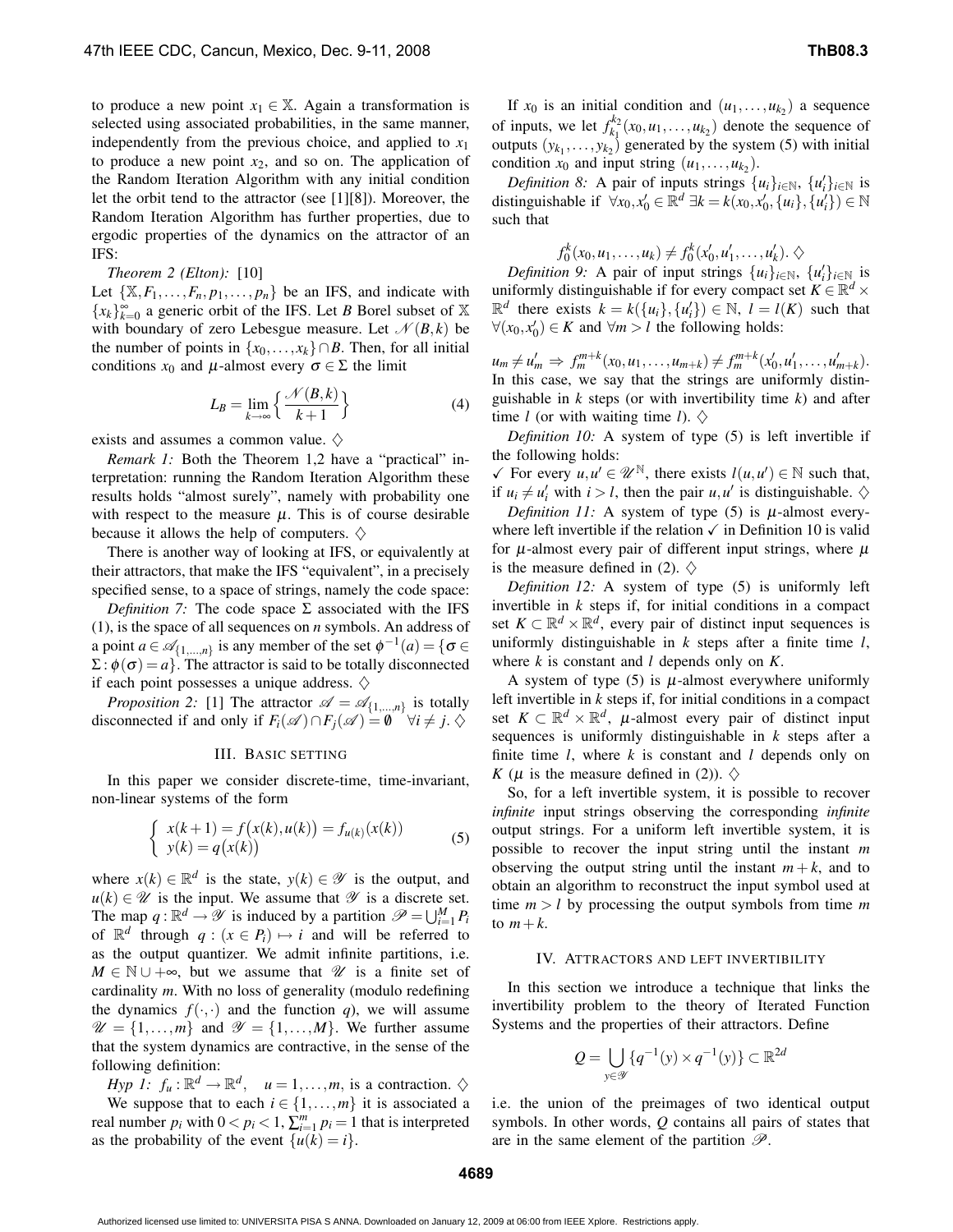to produce a new point $x_1 \in \mathbb{X}$. Again a transformation is selected using associated probabilities, in the same manner, independently from the previous choice, and applied to $x_1$ to produce a new point $x_2$, and so on. The application of the Random Iteration Algorithm with any initial condition let the orbit tend to the attractor (see [1][8]). Moreover, the Random Iteration Algorithm has further properties, due to ergodic properties of the dynamics on the attractor of an IFS:

*Theorem 2 (Elton):* [10]
Let $\{\mathbb{X}, F_1, \ldots, F_n, p_1, \ldots, p_n\}$ be an IFS, and indicate with $\{x_k\}_{k=0}^{\infty}$ a generic orbit of the IFS. Let $B$ Borel subset of $\mathbb{X}$ with boundary of zero Lebesgue measure. Let $\mathcal{N}(B,k)$ be the number of points in $\{x_0, \ldots, x_k\} \cap B$. Then, for all initial conditions $x_0$ and $\mu$-almost every $\sigma \in \Sigma$ the limit

$$L_B = \lim_{k \to \infty} \left\{ \frac{\mathcal{N}(B,k)}{k+1} \right\} \tag{4}$$

exists and assumes a common value. $\diamondsuit$

*Remark 1:* Both the Theorem 1,2 have a "practical" interpretation: running the Random Iteration Algorithm these results holds "almost surely", namely with probability one with respect to the measure $\mu$. This is of course desirable because it allows the help of computers. $\diamondsuit$

There is another way of looking at IFS, or equivalently at their attractors, that make the IFS "equivalent", in a precisely specified sense, to a space of strings, namely the code space:

*Definition 7:* The code space $\Sigma$ associated with the IFS (1), is the space of all sequences on $n$ symbols. An address of a point $a \in \mathscr{A}_{\{1,\ldots,n\}}$ is any member of the set $\phi^{-1}(a) = \{\sigma \in \Sigma : \phi(\sigma) = a\}$. The attractor is said to be totally disconnected if each point possesses a unique address. $\diamondsuit$

*Proposition 2:* [1] The attractor $\mathscr{A} = \mathscr{A}_{\{1,\ldots,n\}}$ is totally disconnected if and only if $F_i(\mathscr{A}) \cap F_j(\mathscr{A}) = \emptyset \quad \forall i \neq j$. $\diamondsuit$

## III. Basic setting

In this paper we consider discrete-time, time-invariant, non-linear systems of the form

$$\begin{cases} x(k+1) = f\big(x(k), u(k)\big) = f_{u(k)}(x(k)) \\ y(k) = q\big(x(k)\big) \end{cases} \tag{5}$$

where $x(k) \in \mathbb{R}^d$ is the state, $y(k) \in \mathscr{Y}$ is the output, and $u(k) \in \mathscr{U}$ is the input. We assume that $\mathscr{Y}$ is a discrete set. The map $q : \mathbb{R}^d \to \mathscr{Y}$ is induced by a partition $\mathscr{P} = \bigcup_{i=1}^{M} P_i$ of $\mathbb{R}^d$ through $q : (x \in P_i) \mapsto i$ and will be referred to as the output quantizer. We admit infinite partitions, i.e. $M \in \mathbb{N} \cup +\infty$, but we assume that $\mathscr{U}$ is a finite set of cardinality $m$. With no loss of generality (modulo redefining the dynamics $f(\cdot,\cdot)$ and the function $q$), we will assume $\mathscr{U} = \{1, \ldots, m\}$ and $\mathscr{Y} = \{1, \ldots, M\}$. We further assume that the system dynamics are contractive, in the sense of the following definition:

*Hyp 1:* $f_u : \mathbb{R}^d \to \mathbb{R}^d, \quad u = 1, \ldots, m$, is a contraction. $\diamondsuit$

We suppose that to each $i \in \{1, \ldots, m\}$ it is associated a real number $p_i$ with $0 < p_i < 1$, $\sum_{i=1}^{m} p_i = 1$ that is interpreted as the probability of the event $\{u(k) = i\}$.

If $x_0$ is an initial condition and $(u_1, \ldots, u_{k_2})$ a sequence of inputs, we let $f_{k_1}^{k_2}(x_0, u_1, \ldots, u_{k_2})$ denote the sequence of outputs $(y_{k_1}, \ldots, y_{k_2})$ generated by the system (5) with initial condition $x_0$ and input string $(u_1, \ldots, u_{k_2})$.

*Definition 8:* A pair of inputs strings $\{u_i\}_{i\in\mathbb{N}}$, $\{u'_i\}_{i\in\mathbb{N}}$ is distinguishable if $\forall x_0, x'_0 \in \mathbb{R}^d \; \exists k = k(x_0, x'_0, \{u_i\}, \{u'_i\}) \in \mathbb{N}$ such that

$$f_0^k(x_0, u_1, \ldots, u_k) \neq f_0^k(x'_0, u'_1, \ldots, u'_k). \; \diamondsuit$$

*Definition 9:* A pair of input strings $\{u_i\}_{i\in\mathbb{N}}$, $\{u'_i\}_{i\in\mathbb{N}}$ is uniformly distinguishable if for every compact set $K \in \mathbb{R}^d \times \mathbb{R}^d$ there exists $k = k(\{u_i\}, \{u'_i\}) \in \mathbb{N}$, $l = l(K)$ such that $\forall (x_0, x'_0) \in K$ and $\forall m > l$ the following holds:

$u_m \neq u'_m \Rightarrow f_m^{m+k}(x_0, u_1, \ldots, u_{m+k}) \neq f_m^{m+k}(x'_0, u'_1, \ldots, u'_{m+k})$.
In this case, we say that the strings are uniformly distinguishable in $k$ steps (or with invertibility time $k$) and after time $l$ (or with waiting time $l$). $\diamondsuit$

*Definition 10:* A system of type (5) is left invertible if the following holds:
✓ For every $u, u' \in \mathscr{U}^{\mathbb{N}}$, there exists $l(u, u') \in \mathbb{N}$ such that, if $u_i \neq u'_i$ with $i > l$, then the pair $u, u'$ is distinguishable. $\diamondsuit$

*Definition 11:* A system of type (5) is $\mu$-almost everywhere left invertible if the relation ✓ in Definition 10 is valid for $\mu$-almost every pair of different input strings, where $\mu$ is the measure defined in (2). $\diamondsuit$

*Definition 12:* A system of type (5) is uniformly left invertible in $k$ steps if, for initial conditions in a compact set $K \subset \mathbb{R}^d \times \mathbb{R}^d$, every pair of distinct input sequences is uniformly distinguishable in $k$ steps after a finite time $l$, where $k$ is constant and $l$ depends only on $K$.

A system of type (5) is $\mu$-almost everywhere uniformly left invertible in $k$ steps if, for initial conditions in a compact set $K \subset \mathbb{R}^d \times \mathbb{R}^d$, $\mu$-almost every pair of distinct input sequences is uniformly distinguishable in $k$ steps after a finite time $l$, where $k$ is constant and $l$ depends only on $K$ ($\mu$ is the measure defined in (2)). $\diamondsuit$

So, for a left invertible system, it is possible to recover *infinite* input strings observing the corresponding *infinite* output strings. For a uniform left invertible system, it is possible to recover the input string until the instant $m$ observing the output string until the instant $m+k$, and to obtain an algorithm to reconstruct the input symbol used at time $m > l$ by processing the output symbols from time $m$ to $m+k$.

## IV. Attractors and left invertibility

In this section we introduce a technique that links the invertibility problem to the theory of Iterated Function Systems and the properties of their attractors. Define

$$Q = \bigcup_{y \in \mathscr{Y}} \{q^{-1}(y) \times q^{-1}(y)\} \subset \mathbb{R}^{2d}$$

i.e. the union of the preimages of two identical output symbols. In other words, $Q$ contains all pairs of states that are in the same element of the partition $\mathscr{P}$.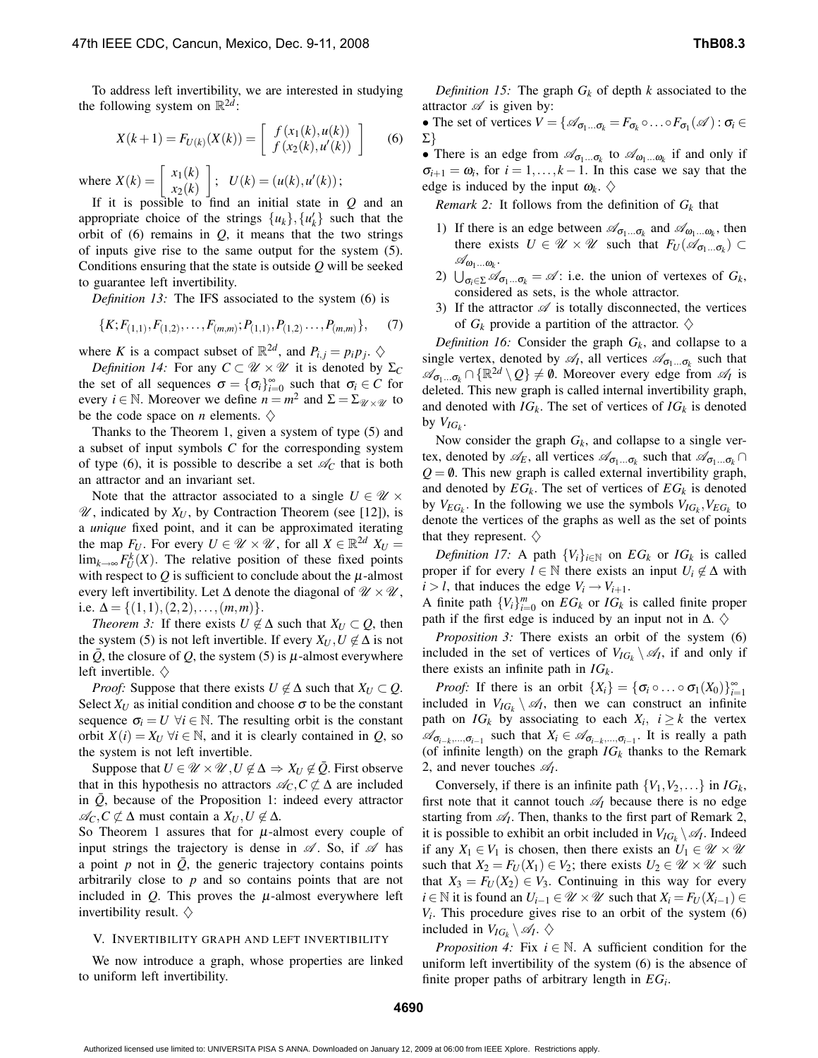To address left invertibility, we are interested in studying the following system on $\mathbb{R}^{2d}$:

$$X(k+1) = F_{U(k)}(X(k)) = \left[ \begin{array}{c} f(x_1(k), u(k)) \\ f(x_2(k), u'(k)) \end{array} \right] \qquad (6)$$

where $X(k) = \left[ \begin{array}{c} x_1(k) \\ x_2(k) \end{array} \right]$; $U(k) = (u(k), u'(k))$;

If it is possible to find an initial state in $Q$ and an appropriate choice of the strings $\{u_k\}, \{u'_k\}$ such that the orbit of (6) remains in $Q$, it means that the two strings of inputs give rise to the same output for the system (5). Conditions ensuring that the state is outside $Q$ will be seeked to guarantee left invertibility.

*Definition 13:* The IFS associated to the system (6) is

$$\{K; F_{(1,1)}, F_{(1,2)}, \ldots, F_{(m,m)}; P_{(1,1)}, P_{(1,2)} \ldots, P_{(m,m)}\}, \qquad (7)$$

where $K$ is a compact subset of $\mathbb{R}^{2d}$, and $P_{i,j} = p_i p_j$. $\diamondsuit$

*Definition 14:* For any $C \subset \mathscr{U} \times \mathscr{U}$ it is denoted by $\Sigma_C$ the set of all sequences $\sigma = \{\sigma_i\}_{i=0}^{\infty}$ such that $\sigma_i \in C$ for every $i \in \mathbb{N}$. Moreover we define $n = m^2$ and $\Sigma = \Sigma_{\mathscr{U} \times \mathscr{U}}$ to be the code space on $n$ elements. $\diamondsuit$

Thanks to the Theorem 1, given a system of type (5) and a subset of input symbols $C$ for the corresponding system of type (6), it is possible to describe a set $\mathscr{A}_C$ that is both an attractor and an invariant set.

Note that the attractor associated to a single $U \in \mathscr{U} \times \mathscr{U}$, indicated by $X_U$, by Contraction Theorem (see [12]), is a *unique* fixed point, and it can be approximated iterating the map $F_U$. For every $U \in \mathscr{U} \times \mathscr{U}$, for all $X \in \mathbb{R}^{2d}$ $X_U = \lim_{k \to \infty} F_U^k(X)$. The relative position of these fixed points with respect to $Q$ is sufficient to conclude about the $\mu$-almost every left invertibility. Let $\Delta$ denote the diagonal of $\mathscr{U} \times \mathscr{U}$, i.e. $\Delta = \{(1,1), (2,2), \ldots, (m,m)\}$.

*Theorem 3:* If there exists $U \notin \Delta$ such that $X_U \subset Q$, then the system (5) is not left invertible. If every $X_U, U \notin \Delta$ is not in $\bar{Q}$, the closure of $Q$, the system (5) is $\mu$-almost everywhere left invertible. $\diamondsuit$

*Proof:* Suppose that there exists $U \notin \Delta$ such that $X_U \subset Q$. Select $X_U$ as initial condition and choose $\sigma$ to be the constant sequence $\sigma_i = U$ $\forall i \in \mathbb{N}$. The resulting orbit is the constant orbit $X(i) = X_U$ $\forall i \in \mathbb{N}$, and it is clearly contained in $Q$, so the system is not left invertible.

Suppose that $U \in \mathscr{U} \times \mathscr{U}, U \notin \Delta \Rightarrow X_U \notin \bar{Q}$. First observe that in this hypothesis no attractors $\mathscr{A}_C, C \not\subset \Delta$ are included in $\bar{Q}$, because of the Proposition 1: indeed every attractor $\mathscr{A}_C, C \not\subset \Delta$ must contain a $X_U, U \notin \Delta$.

So Theorem 1 assures that for $\mu$-almost every couple of input strings the trajectory is dense in $\mathscr{A}$. So, if $\mathscr{A}$ has a point $p$ not in $\bar{Q}$, the generic trajectory contains points arbitrarily close to $p$ and so contains points that are not included in $Q$. This proves the $\mu$-almost everywhere left invertibility result. $\diamondsuit$

## V. Invertibility graph and left invertibility

We now introduce a graph, whose properties are linked to uniform left invertibility.

*Definition 15:* The graph $G_k$ of depth $k$ associated to the attractor $\mathscr{A}$ is given by:

- The set of vertices $V = \{\mathscr{A}_{\sigma_1 \ldots \sigma_k} = F_{\sigma_k} \circ \ldots \circ F_{\sigma_1}(\mathscr{A}) : \sigma_i \in \Sigma\}$
- There is an edge from $\mathscr{A}_{\sigma_1 \ldots \sigma_k}$ to $\mathscr{A}_{\omega_1 \ldots \omega_k}$ if and only if $\sigma_{i+1} = \omega_i$, for $i = 1, \ldots, k-1$. In this case we say that the edge is induced by the input $\omega_k$. $\diamondsuit$

*Remark 2:* It follows from the definition of $G_k$ that

1) If there is an edge between $\mathscr{A}_{\sigma_1 \ldots \sigma_k}$ and $\mathscr{A}_{\omega_1 \ldots \omega_k}$, then there exists $U \in \mathscr{U} \times \mathscr{U}$ such that $F_U(\mathscr{A}_{\sigma_1 \ldots \sigma_k}) \subset \mathscr{A}_{\omega_1 \ldots \omega_k}$.
2) $\bigcup_{\sigma_i \in \Sigma} \mathscr{A}_{\sigma_1 \ldots \sigma_k} = \mathscr{A}$: i.e. the union of vertexes of $G_k$, considered as sets, is the whole attractor.
3) If the attractor $\mathscr{A}$ is totally disconnected, the vertices of $G_k$ provide a partition of the attractor. $\diamondsuit$

*Definition 16:* Consider the graph $G_k$, and collapse to a single vertex, denoted by $\mathscr{A}_I$, all vertices $\mathscr{A}_{\sigma_1 \ldots \sigma_k}$ such that $\mathscr{A}_{\sigma_1 \ldots \sigma_k} \cap \{\mathbb{R}^{2d} \setminus Q\} \neq \emptyset$. Moreover every edge from $\mathscr{A}_I$ is deleted. This new graph is called internal invertibility graph, and denoted with $IG_k$. The set of vertices of $IG_k$ is denoted by $V_{IG_k}$.

Now consider the graph $G_k$, and collapse to a single vertex, denoted by $\mathscr{A}_E$, all vertices $\mathscr{A}_{\sigma_1 \ldots \sigma_k}$ such that $\mathscr{A}_{\sigma_1 \ldots \sigma_k} \cap Q = \emptyset$. This new graph is called external invertibility graph, and denoted by $EG_k$. The set of vertices of $EG_k$ is denoted by $V_{EG_k}$. In the following we use the symbols $V_{IG_k}, V_{EG_k}$ to denote the vertices of the graphs as well as the set of points that they represent. $\diamondsuit$

*Definition 17:* A path $\{V_i\}_{i \in \mathbb{N}}$ on $EG_k$ or $IG_k$ is called proper if for every $l \in \mathbb{N}$ there exists an input $U_i \notin \Delta$ with $i > l$, that induces the edge $V_i \rightarrow V_{i+1}$.

A finite path $\{V_i\}_{i=0}^{m}$ on $EG_k$ or $IG_k$ is called finite proper path if the first edge is induced by an input not in $\Delta$. $\diamondsuit$

*Proposition 3:* There exists an orbit of the system (6) included in the set of vertices of $V_{IG_k} \setminus \mathscr{A}_I$, if and only if there exists an infinite path in $IG_k$.

*Proof:* If there is an orbit $\{X_i\} = \{\sigma_i \circ \ldots \circ \sigma_1(X_0)\}_{i=1}^{\infty}$ included in $V_{IG_k} \setminus \mathscr{A}_I$, then we can construct an infinite path on $IG_k$ by associating to each $X_i$, $i \geq k$ the vertex $\mathscr{A}_{\sigma_{i-k}, \ldots, \sigma_{i-1}}$ such that $X_i \in \mathscr{A}_{\sigma_{i-k}, \ldots, \sigma_{i-1}}$. It is really a path (of infinite length) on the graph $IG_k$ thanks to the Remark 2, and never touches $\mathscr{A}_I$.

Conversely, if there is an infinite path $\{V_1, V_2, \ldots\}$ in $IG_k$, first note that it cannot touch $\mathscr{A}_I$ because there is no edge starting from $\mathscr{A}_I$. Then, thanks to the first part of Remark 2, it is possible to exhibit an orbit included in $V_{IG_k} \setminus \mathscr{A}_I$. Indeed if any $X_1 \in V_1$ is chosen, then there exists an $U_1 \in \mathscr{U} \times \mathscr{U}$ such that $X_2 = F_U(X_1) \in V_2$; there exists $U_2 \in \mathscr{U} \times \mathscr{U}$ such that $X_3 = F_U(X_2) \in V_3$. Continuing in this way for every $i \in \mathbb{N}$ it is found an $U_{i-1} \in \mathscr{U} \times \mathscr{U}$ such that $X_i = F_U(X_{i-1}) \in V_i$. This procedure gives rise to an orbit of the system (6) included in $V_{IG_k} \setminus \mathscr{A}_I$. $\diamondsuit$

*Proposition 4:* Fix $i \in \mathbb{N}$. A sufficient condition for the uniform left invertibility of the system (6) is the absence of finite proper paths of arbitrary length in $EG_i$.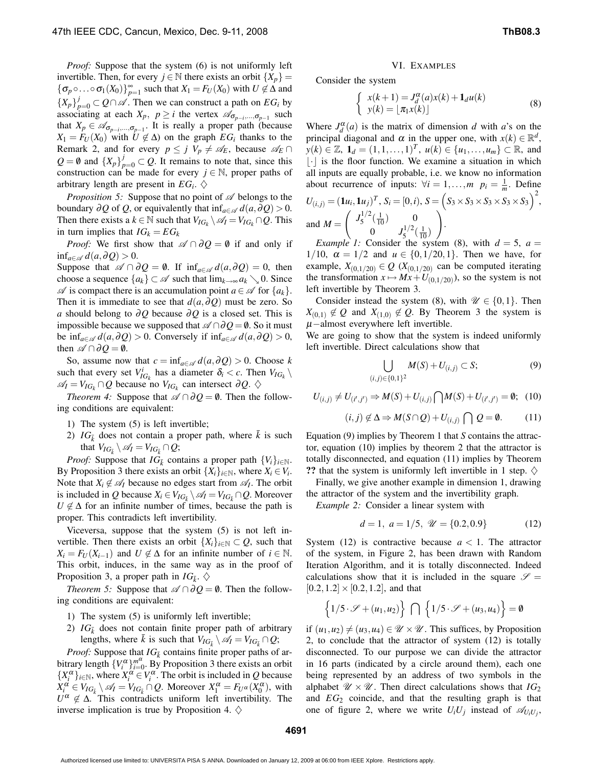*Proof:* Suppose that the system (6) is not uniformly left invertible. Then, for every $j \in \mathbb{N}$ there exists an orbit $\{X_p\} = \{\sigma_p \circ \ldots \circ \sigma_1(X_0)\}_{p=1}^{\infty}$ such that $X_1 = F_U(X_0)$ with $U \notin \Delta$ and $\{X_p\}_{p=0}^{j} \subset Q \cap \mathscr{A}$. Then we can construct a path on $EG_i$ by associating at each $X_p$, $p \geq i$ the vertex $\mathscr{A}_{\sigma_{p-i},\ldots,\sigma_{p-1}}$ such that $X_p \in \mathscr{A}_{\sigma_{p-i},\ldots,\sigma_{p-1}}$. It is really a proper path (because $X_1 = F_U(X_0)$ with $U \notin \Delta$) on the graph $EG_i$ thanks to the Remark 2, and for every $p \leq j$ $V_p \neq \mathscr{A}_E$, because $\mathscr{A}_E \cap Q = \emptyset$ and $\{X_p\}_{p=0}^{j} \subset Q$. It remains to note that, since this construction can be made for every $j \in \mathbb{N}$, proper paths of arbitrary length are present in $EG_i$. $\diamondsuit$

*Proposition 5:* Suppose that no point of $\mathscr{A}$ belongs to the boundary $\partial Q$ of $Q$, or equivalently that $\inf_{a \in \mathscr{A}} d(a, \partial Q) > 0$. Then there exists a $k \in \mathbb{N}$ such that $V_{IG_k} \setminus \mathscr{A}_I = V_{IG_k} \cap Q$. This in turn implies that $IG_k = EG_k$

*Proof:* We first show that $\mathscr{A} \cap \partial Q = \emptyset$ if and only if $\inf_{a \in \mathscr{A}} d(a, \partial Q) > 0$.

Suppose that $\mathscr{A} \cap \partial Q = \emptyset$. If $\inf_{a \in \mathscr{A}} d(a, \partial Q) = 0$, then choose a sequence $\{a_k\} \subset \mathscr{A}$ such that $\lim_{k \to \infty} a_k \searrow 0$. Since $\mathscr{A}$ is compact there is an accumulation point $a \in \mathscr{A}$ for $\{a_k\}$. Then it is immediate to see that $d(a, \partial Q)$ must be zero. So $a$ should belong to $\partial Q$ because $\partial Q$ is a closed set. This is impossible because we supposed that $\mathscr{A} \cap \partial Q = \emptyset$. So it must be $\inf_{a \in \mathscr{A}} d(a, \partial Q) > 0$. Conversely if $\inf_{a \in \mathscr{A}} d(a, \partial Q) > 0$, then $\mathscr{A} \cap \partial Q = \emptyset$.

So, assume now that $c = \inf_{a \in \mathscr{A}} d(a, \partial Q) > 0$. Choose $k$ such that every set $V_{IG_k}^{i}$ has a diameter $\delta_i < c$. Then $V_{IG_k} \setminus \mathscr{A}_I = V_{IG_k} \cap Q$ because no $V_{IG_k}$ can intersect $\partial Q$. $\diamondsuit$

*Theorem 4:* Suppose that $\mathscr{A} \cap \partial Q = \emptyset$. Then the following conditions are equivalent:

1) The system (5) is left invertible;
2) $IG_{\bar{k}}$ does not contain a proper path, where $\bar{k}$ is such that $V_{IG_{\bar{k}}} \setminus \mathscr{A}_I = V_{IG_{\bar{k}}} \cap Q$;

*Proof:* Suppose that $IG_{\bar{k}}$ contains a proper path $\{V_i\}_{i \in \mathbb{N}}$. By Proposition 3 there exists an orbit $\{X_i\}_{i \in \mathbb{N}}$, where $X_i \in V_i$. Note that $X_i \notin \mathscr{A}_I$ because no edges start from $\mathscr{A}_I$. The orbit is included in $Q$ because $X_i \in V_{IG_{\bar{k}}} \setminus \mathscr{A}_I = V_{IG_{\bar{k}}} \cap Q$. Moreover $U \notin \Delta$ for an infinite number of times, because the path is proper. This contradicts left invertibility.

Viceversa, suppose that the system (5) is not left invertible. Then there exists an orbit $\{X_i\}_{i \in \mathbb{N}} \subset Q$, such that $X_i = F_U(X_{i-1})$ and $U \notin \Delta$ for an infinite number of $i \in \mathbb{N}$. This orbit, induces, in the same way as in the proof of Proposition 3, a proper path in $IG_{\bar{k}}$. $\diamondsuit$

*Theorem 5:* Suppose that $\mathscr{A} \cap \partial Q = \emptyset$. Then the following conditions are equivalent:

1) The system (5) is uniformly left invertible;
2) $IG_{\bar{k}}$ does not contain finite proper path of arbitrary lengths, where $\bar{k}$ is such that $V_{IG_{\bar{k}}} \setminus \mathscr{A}_I = V_{IG_{\bar{k}}} \cap Q$;

*Proof:* Suppose that $IG_{\bar{k}}$ contains finite proper paths of arbitrary length $\{V_i^{\alpha}\}_{i=0}^{m_i^{\alpha}}$. By Proposition 3 there exists an orbit $\{X_i^{\alpha}\}_{i \in \mathbb{N}}$, where $X_i^{\alpha} \in V_i^{\alpha}$. The orbit is included in $Q$ because $X_i^{\alpha} \in V_{IG_{\bar{k}}} \setminus \mathscr{A}_I = V_{IG_{\bar{k}}} \cap Q$. Moreover $X_1^{\alpha} = F_{U^{\alpha}}(X_0^{\alpha})$, with $U^{\alpha} \notin \Delta$. This contradicts uniform left invertibility. The inverse implication is true by Proposition 4. $\diamondsuit$

## VI. EXAMPLES

Consider the system

$$\begin{cases} x(k+1) = J_d^{\alpha}(a)x(k) + \mathbf{1}_d u(k) \\ y(k) = \lfloor \pi_1 x(k) \rfloor \end{cases} \tag{8}$$

Where $J_d^{\alpha}(a)$ is the matrix of dimension $d$ with $a$'s on the principal diagonal and $\alpha$ in the upper one, with $x(k) \in \mathbb{R}^d$, $y(k) \in \mathbb{Z}$, $\mathbf{1}_d = (1, 1, \ldots, 1)^T$, $u(k) \in \{u_1, \ldots, u_m\} \subset \mathbb{R}$, and $\lfloor \cdot \rfloor$ is the floor function. We examine a situation in which all inputs are equally probable, i.e. we know no information about recurrence of inputs: $\forall i = 1, \ldots, m$ $p_i = \frac{1}{m}$. Define $U_{(i,j)} = (\mathbf{1}u_i, \mathbf{1}u_j)^T$, $S_i = [0, i)$, $S = \Big(S_3 \times S_3 \times S_3 \times S_3 \times S_3\Big)^2$, and $M = \begin{pmatrix} J_5^{1/2}(\frac{1}{10}) & 0 \\ 0 & J_5^{1/2}(\frac{1}{10}) \end{pmatrix}$.

*Example 1:* Consider the system (8), with $d = 5$, $a = 1/10$, $\alpha = 1/2$ and $u \in \{0, 1/20, 1\}$. Then we have, for example, $X_{(0,1/20)} \in Q$ ($X_{(0,1/20)}$ can be computed iterating the transformation $x \mapsto Mx + U_{(0,1/20)}$), so the system is not left invertible by Theorem 3.

Consider instead the system (8), with $\mathscr{U} \in \{0, 1\}$. Then $X_{(0,1)} \notin Q$ and $X_{(1,0)} \notin Q$. By Theorem 3 the system is $\mu-$almost everywhere left invertible.

We are going to show that the system is indeed uniformly left invertible. Direct calculations show that

$$\bigcup_{(i,j) \in \{0,1\}^2} M(S) + U_{(i,j)} \subset S; \tag{9}$$

$$U_{(i,j)} \neq U_{(i',j')} \Rightarrow M(S) + U_{(i,j)} \bigcap M(S) + U_{(i',j')} = \emptyset; \tag{10}$$

$$(i,j) \notin \Delta \Rightarrow M(S \cap Q) + U_{(i,j)} \bigcap Q = \emptyset. \tag{11}$$

Equation (9) implies by Theorem 1 that $S$ contains the attractor, equation (10) implies by theorem 2 that the attractor is totally disconnected, and equation (11) implies by Theorem **??** that the system is uniformly left invertible in 1 step. $\diamondsuit$

Finally, we give another example in dimension 1, drawing the attractor of the system and the invertibility graph.

*Example 2:* Consider a linear system with

$$d = 1, \; a = 1/5, \; \mathscr{U} = \{0.2, 0.9\} \tag{12}$$

System (12) is contractive because $a < 1$. The attractor of the system, in Figure 2, has been drawn with Random Iteration Algorithm, and it is totally disconnected. Indeed calculations show that it is included in the square $\mathscr{S} = [0.2, 1.2] \times [0.2, 1.2]$, and that

$$\Big\{1/5 \cdot \mathscr{S} + (u_1, u_2)\Big\} \bigcap \Big\{1/5 \cdot \mathscr{S} + (u_3, u_4)\Big\} = \emptyset$$

if $(u_1, u_2) \neq (u_3, u_4) \in \mathscr{U} \times \mathscr{U}$. This suffices, by Proposition 2, to conclude that the attractor of system (12) is totally disconnected. To our purpose we can divide the attractor in 16 parts (indicated by a circle around them), each one being represented by an address of two symbols in the alphabet $\mathscr{U} \times \mathscr{U}$. Then direct calculations shows that $IG_2$ and $EG_2$ coincide, and that the resulting graph is that one of figure 2, where we write $U_iU_j$ instead of $\mathscr{A}_{U_iU_j}$,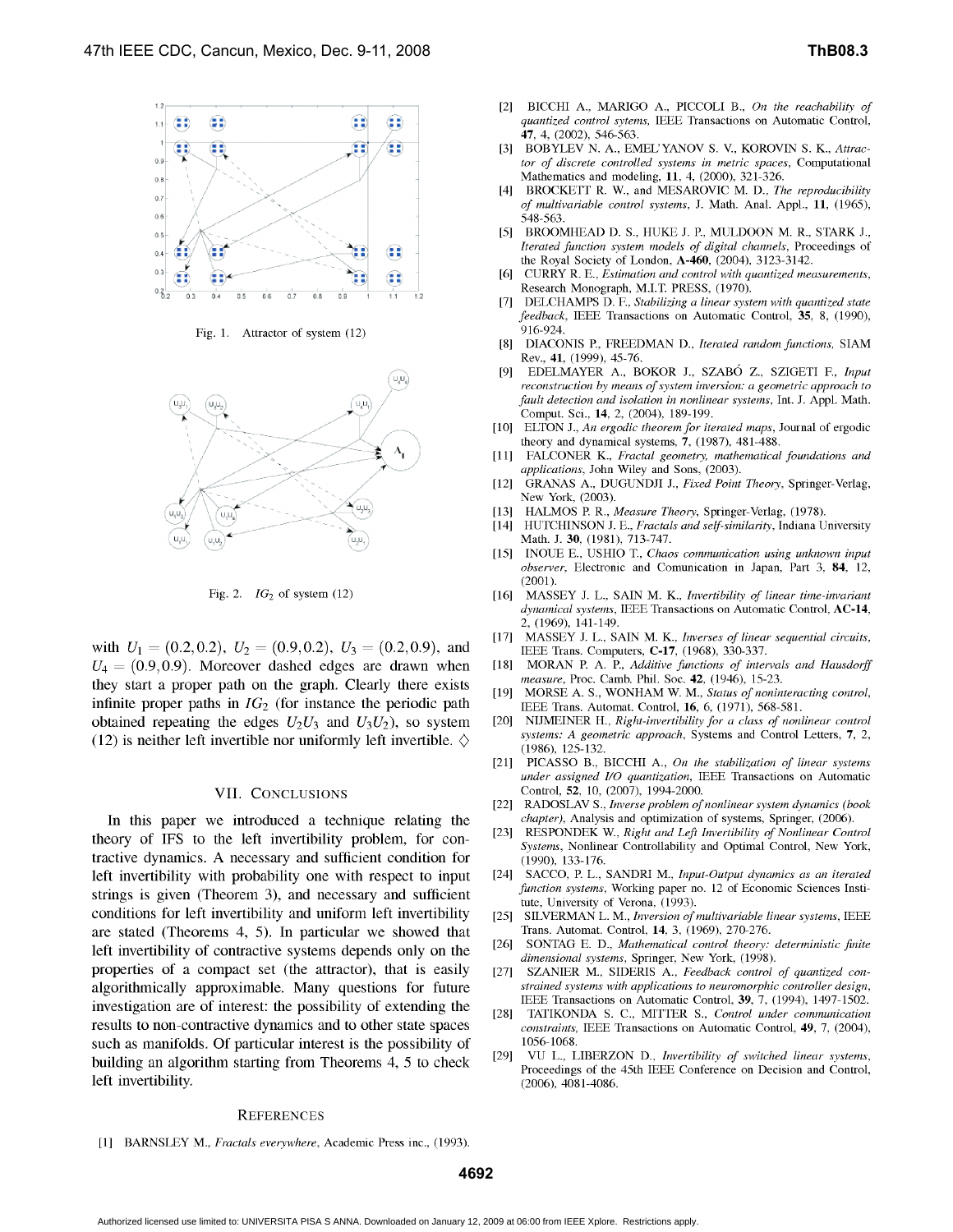1.2
1.1
1
0.9
0.8
0.7
0.6
0.5
0.4
0.3
0.2
0.2 0.3 0.4 0.5 0.6 0.7 0.8 0.9 1 1.1 1.2

Fig. 1. Attractor of system (12)

$U_4U_4$
$U_1U_1$ $U_1U_2$ $U_4U_1$
$A_1$
$U_1U_3$ $U_1U_4$ $U_2U_3$
$U_1U_1$ $U_1U_2$ $U_2U_1$

Fig. 2. $IG_2$ of system (12)

with $U_1 = (0.2, 0.2)$, $U_2 = (0.9, 0.2)$, $U_3 = (0.2, 0.9)$, and $U_4 = (0.9, 0.9)$. Moreover dashed edges are drawn when they start a proper path on the graph. Clearly there exists infinite proper paths in $IG_2$ (for instance the periodic path obtained repeating the edges $U_2U_3$ and $U_3U_2$), so system (12) is neither left invertible nor uniformly left invertible. $\diamondsuit$

## VII. Conclusions

In this paper we introduced a technique relating the theory of IFS to the left invertibility problem, for contractive dynamics. A necessary and sufficient condition for left invertibility with probability one with respect to input strings is given (Theorem 3), and necessary and sufficient conditions for left invertibility and uniform left invertibility are stated (Theorems 4, 5). In particular we showed that left invertibility of contractive systems depends only on the properties of a compact set (the attractor), that is easily algorithmically approximable. Many questions for future investigation are of interest: the possibility of extending the results to non-contractive dynamics and to other state spaces such as manifolds. Of particular interest is the possibility of building an algorithm starting from Theorems 4, 5 to check left invertibility.

## References

[1] BARNSLEY M., *Fractals everywhere*, Academic Press inc., (1993).

[2] BICCHI A., MARIGO A., PICCOLI B., *On the reachability of quantized control sytems*, IEEE Transactions on Automatic Control, **47**, 4, (2002), 546-563.

[3] BOBYLEV N. A., EMEL'YANOV S. V., KOROVIN S. K., *Attractor of discrete controlled systems in metric spaces*, Computational Mathematics and modeling, **11**, 4, (2000), 321-326.

[4] BROCKETT R. W., and MESAROVIC M. D., *The reproducibility of multivariable control systems*, J. Math. Anal. Appl., **11**, (1965), 548-563.

[5] BROOMHEAD D. S., HUKE J. P., MULDOON M. R., STARK J., *Iterated function system models of digital channels*, Proceedings of the Royal Society of London, **A-460**, (2004), 3123-3142.

[6] CURRY R. E., *Estimation and control with quantized measurements*, Research Monograph, M.I.T. PRESS, (1970).

[7] DELCHAMPS D. F., *Stabilizing a linear system with quantized state feedback*, IEEE Transactions on Automatic Control, **35**, 8, (1990), 916-924.

[8] DIACONIS P., FREEDMAN D., *Iterated random functions*, SIAM Rev., **41**, (1999), 45-76.

[9] EDELMAYER A., BOKOR J., SZABÓ Z., SZIGETI F., *Input reconstruction by means of system inversion: a geometric approach to fault detection and isolation in nonlinear systems*, Int. J. Appl. Math. Comput. Sci., **14**, 2, (2004), 189-199.

[10] ELTON J., *An ergodic theorem for iterated maps*, Journal of ergodic theory and dynamical systems, **7**, (1987), 481-488.

[11] FALCONER K., *Fractal geometry, mathematical foundations and applications*, John Wiley and Sons, (2003).

[12] GRANAS A., DUGUNDJI J., *Fixed Point Theory*, Springer-Verlag, New York, (2003).

[13] HALMOS P. R., *Measure Theory*, Springer-Verlag, (1978).

[14] HUTCHINSON J. E., *Fractals and self-similarity*, Indiana University Math. J. **30**, (1981), 713-747.

[15] INOUE E., USHIO T., *Chaos communication using unknown input observer*, Electronic and Comunication in Japan, Part 3, **84**, 12, (2001).

[16] MASSEY J. L., SAIN M. K., *Invertibility of linear time-invariant dynamical systems*, IEEE Transactions on Automatic Control, **AC-14**, 2, (1969), 141-149.

[17] MASSEY J. L., SAIN M. K., *Inverses of linear sequential circuits*, IEEE Trans. Computers, **C-17**, (1968), 330-337.

[18] MORAN P. A. P., *Additive functions of intervals and Hausdorff measure*, Proc. Camb. Phil. Soc. **42**, (1946), 15-23.

[19] MORSE A. S., WONHAM W. M., *Status of noninteracting control*, IEEE Trans. Automat. Control, **16**, 6, (1971), 568-581.

[20] NIJMEINER H., *Right-invertibility for a class of nonlinear control systems: A geometric approach*, Systems and Control Letters, **7**, 2, (1986), 125-132.

[21] PICASSO B., BICCHI A., *On the stabilization of linear systems under assigned I/O quantization*, IEEE Transactions on Automatic Control, **52**, 10, (2007), 1994-2000.

[22] RADOSLAV S., *Inverse problem of nonlinear system dynamics (book chapter)*, Analysis and optimization of systems, Springer, (2006).

[23] RESPONDEK W., *Right and Left Invertibility of Nonlinear Control Systems*, Nonlinear Controllability and Optimal Control, New York, (1990), 133-176.

[24] SACCO, P. L., SANDRI M., *Input-Output dynamics as an iterated function systems*, Working paper no. 12 of Economic Sciences Institute, University of Verona, (1993).

[25] SILVERMAN L. M., *Inversion of multivariable linear systems*, IEEE Trans. Automat. Control, **14**, 3, (1969), 270-276.

[26] SONTAG E. D., *Mathematical control theory: deterministic finite dimensional systems*, Springer, New York, (1998).

[27] SZANIER M., SIDERIS A., *Feedback control of quantized constrained systems with applications to neuromorphic controller design*, IEEE Transactions on Automatic Control, **39**, 7, (1994), 1497-1502.

[28] TATIKONDA S. C., MITTER S., *Control under communication constraints*, IEEE Transactions on Automatic Control, **49**, 7, (2004), 1056-1068.

[29] VU L., LIBERZON D., *Invertibility of switched linear systems*, Proceedings of the 45th IEEE Conference on Decision and Control, (2006), 4081-4086.